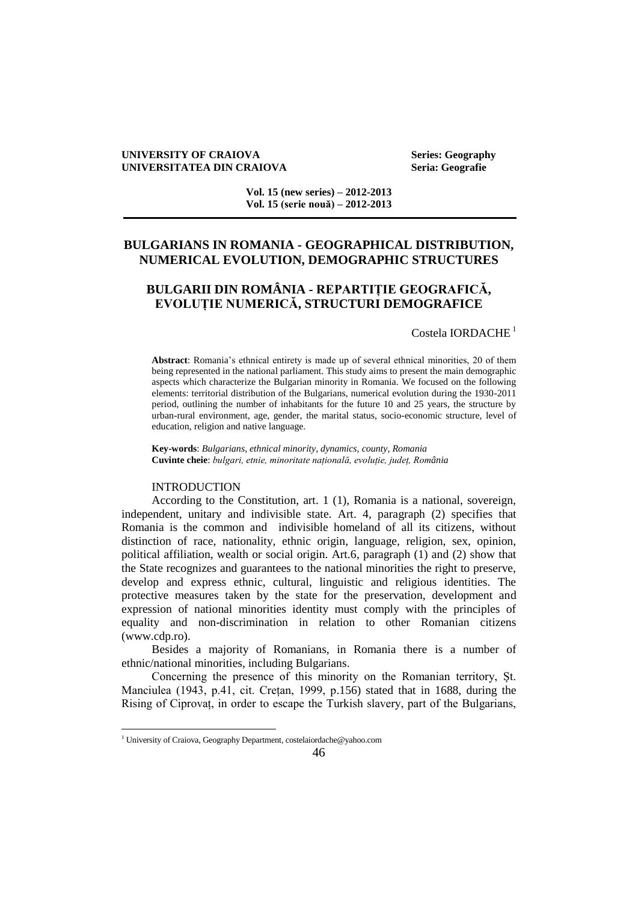**UNIVERSITY OF CRAIOVA** **Series: Geography**
**UNIVERSITATEA DIN CRAIOVA** **Seria: Geografie**

**Vol. 15 (new series) – 2012-2013**
**Vol. 15 (serie nouă) – 2012-2013**

# BULGARIANS IN ROMANIA - GEOGRAPHICAL DISTRIBUTION, NUMERICAL EVOLUTION, DEMOGRAPHIC STRUCTURES

# BULGARII DIN ROMÂNIA - REPARTIȚIE GEOGRAFICĂ, EVOLUȚIE NUMERICĂ, STRUCTURI DEMOGRAFICE

Costela IORDACHE[1]

**Abstract**: Romania's ethnical entirety is made up of several ethnical minorities, 20 of them being represented in the national parliament. This study aims to present the main demographic aspects which characterize the Bulgarian minority in Romania. We focused on the following elements: territorial distribution of the Bulgarians, numerical evolution during the 1930-2011 period, outlining the number of inhabitants for the future 10 and 25 years, the structure by urban-rural environment, age, gender, the marital status, socio-economic structure, level of education, religion and native language.

**Key-words**: *Bulgarians, ethnical minority, dynamics, county, Romania*
**Cuvinte cheie**: *bulgari, etnie, minoritate națională, evoluție, județ, România*

## INTRODUCTION

According to the Constitution, art. 1 (1), Romania is a national, sovereign, independent, unitary and indivisible state. Art. 4, paragraph (2) specifies that Romania is the common and indivisible homeland of all its citizens, without distinction of race, nationality, ethnic origin, language, religion, sex, opinion, political affiliation, wealth or social origin. Art.6, paragraph (1) and (2) show that the State recognizes and guarantees to the national minorities the right to preserve, develop and express ethnic, cultural, linguistic and religious identities. The protective measures taken by the state for the preservation, development and expression of national minorities identity must comply with the principles of equality and non-discrimination in relation to other Romanian citizens (www.cdp.ro).

Besides a majority of Romanians, in Romania there is a number of ethnic/national minorities, including Bulgarians.

Concerning the presence of this minority on the Romanian territory, Șt. Manciulea (1943, p.41, cit. Crețan, 1999, p.156) stated that in 1688, during the Rising of Ciprovaț, in order to escape the Turkish slavery, part of the Bulgarians,

---

[1] University of Craiova, Geography Department, costelaiordache@yahoo.com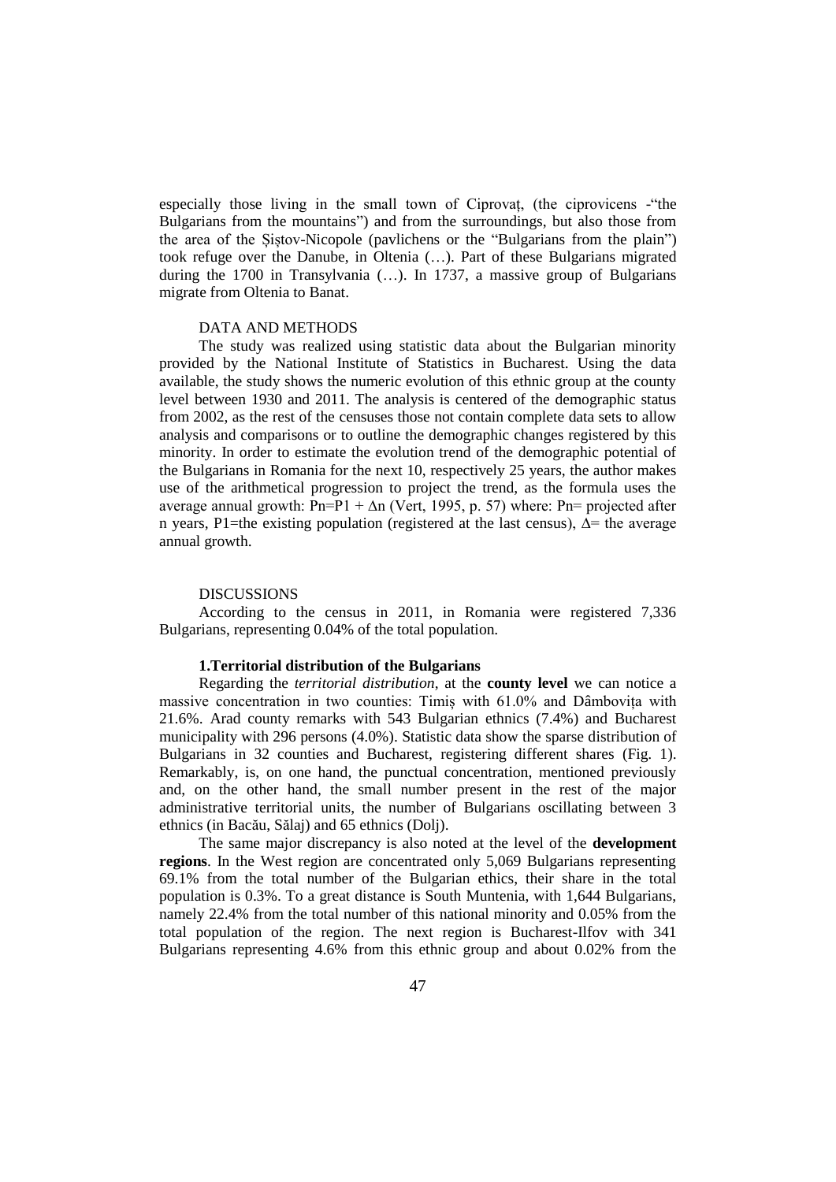especially those living in the small town of Ciprovaț, (the ciprovicens -"the Bulgarians from the mountains") and from the surroundings, but also those from the area of the Șiștov-Nicopole (pavlichens or the "Bulgarians from the plain") took refuge over the Danube, in Oltenia (…). Part of these Bulgarians migrated during the 1700 in Transylvania (…). In 1737, a massive group of Bulgarians migrate from Oltenia to Banat.

## DATA AND METHODS

The study was realized using statistic data about the Bulgarian minority provided by the National Institute of Statistics in Bucharest. Using the data available, the study shows the numeric evolution of this ethnic group at the county level between 1930 and 2011. The analysis is centered of the demographic status from 2002, as the rest of the censuses those not contain complete data sets to allow analysis and comparisons or to outline the demographic changes registered by this minority. In order to estimate the evolution trend of the demographic potential of the Bulgarians in Romania for the next 10, respectively 25 years, the author makes use of the arithmetical progression to project the trend, as the formula uses the average annual growth: $Pn=P1 + \Delta n$ (Vert, 1995, p. 57) where: Pn= projected after n years, P1=the existing population (registered at the last census), $\Delta$= the average annual growth.

## DISCUSSIONS

According to the census in 2011, in Romania were registered 7,336 Bulgarians, representing 0.04% of the total population.

### 1.Territorial distribution of the Bulgarians

Regarding the *territorial distribution*, at the **county level** we can notice a massive concentration in two counties: Timiș with 61.0% and Dâmbovița with 21.6%. Arad county remarks with 543 Bulgarian ethnics (7.4%) and Bucharest municipality with 296 persons (4.0%). Statistic data show the sparse distribution of Bulgarians in 32 counties and Bucharest, registering different shares (Fig. 1). Remarkably, is, on one hand, the punctual concentration, mentioned previously and, on the other hand, the small number present in the rest of the major administrative territorial units, the number of Bulgarians oscillating between 3 ethnics (in Bacău, Sălaj) and 65 ethnics (Dolj).

The same major discrepancy is also noted at the level of the **development regions**. In the West region are concentrated only 5,069 Bulgarians representing 69.1% from the total number of the Bulgarian ethics, their share in the total population is 0.3%. To a great distance is South Muntenia, with 1,644 Bulgarians, namely 22.4% from the total number of this national minority and 0.05% from the total population of the region. The next region is Bucharest-Ilfov with 341 Bulgarians representing 4.6% from this ethnic group and about 0.02% from the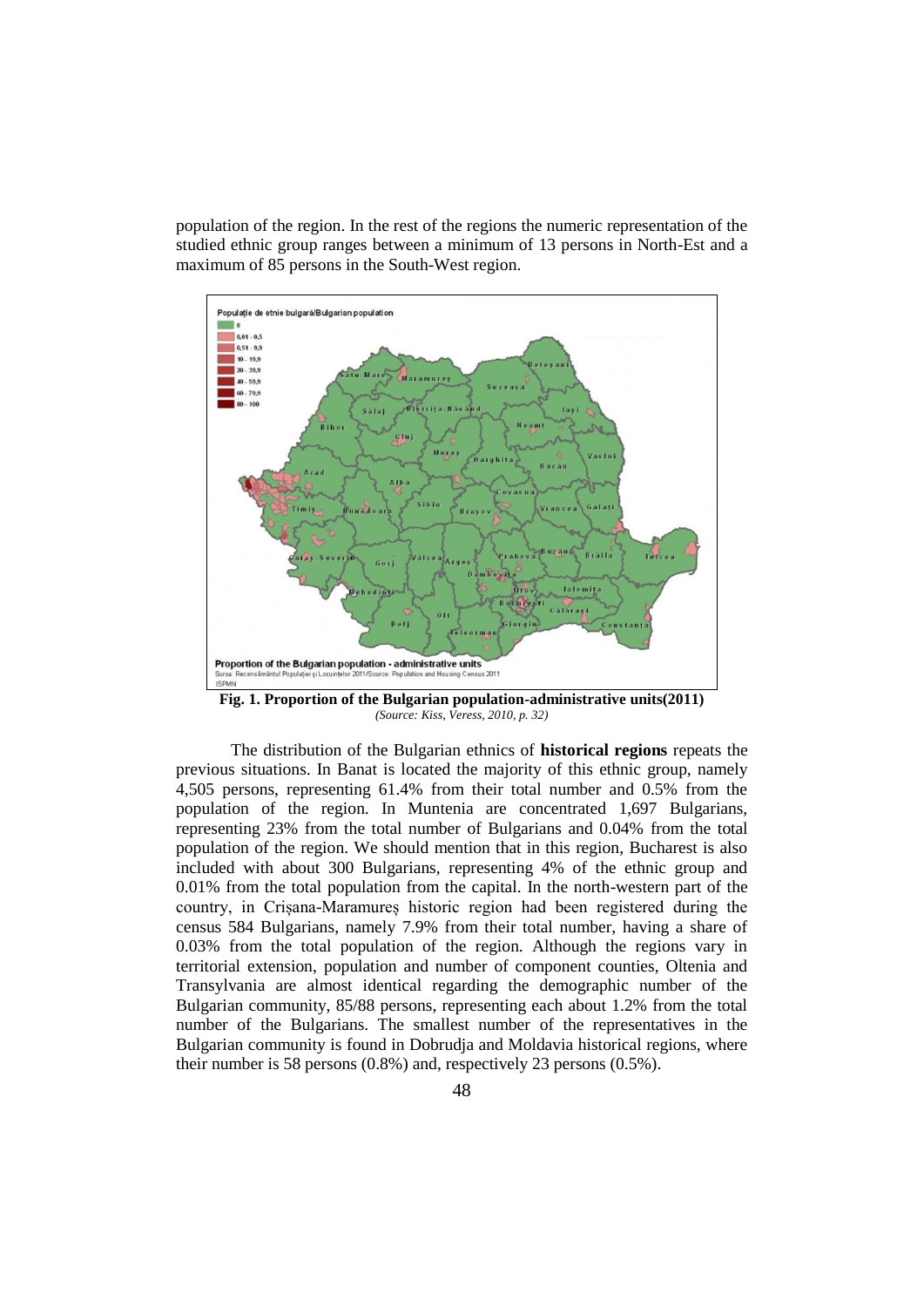population of the region. In the rest of the regions the numeric representation of the studied ethnic group ranges between a minimum of 13 persons in North-Est and a maximum of 85 persons in the South-West region.

**Fig. 1. Proportion of the Bulgarian population-administrative units(2011)**
*(Source: Kiss, Veress, 2010, p. 32)*

The distribution of the Bulgarian ethnics of **historical regions** repeats the previous situations. In Banat is located the majority of this ethnic group, namely 4,505 persons, representing 61.4% from their total number and 0.5% from the population of the region. In Muntenia are concentrated 1,697 Bulgarians, representing 23% from the total number of Bulgarians and 0.04% from the total population of the region. We should mention that in this region, Bucharest is also included with about 300 Bulgarians, representing 4% of the ethnic group and 0.01% from the total population from the capital. In the north-western part of the country, in Crișana-Maramureș historic region had been registered during the census 584 Bulgarians, namely 7.9% from their total number, having a share of 0.03% from the total population of the region. Although the regions vary in territorial extension, population and number of component counties, Oltenia and Transylvania are almost identical regarding the demographic number of the Bulgarian community, 85/88 persons, representing each about 1.2% from the total number of the Bulgarians. The smallest number of the representatives in the Bulgarian community is found in Dobrudja and Moldavia historical regions, where their number is 58 persons (0.8%) and, respectively 23 persons (0.5%).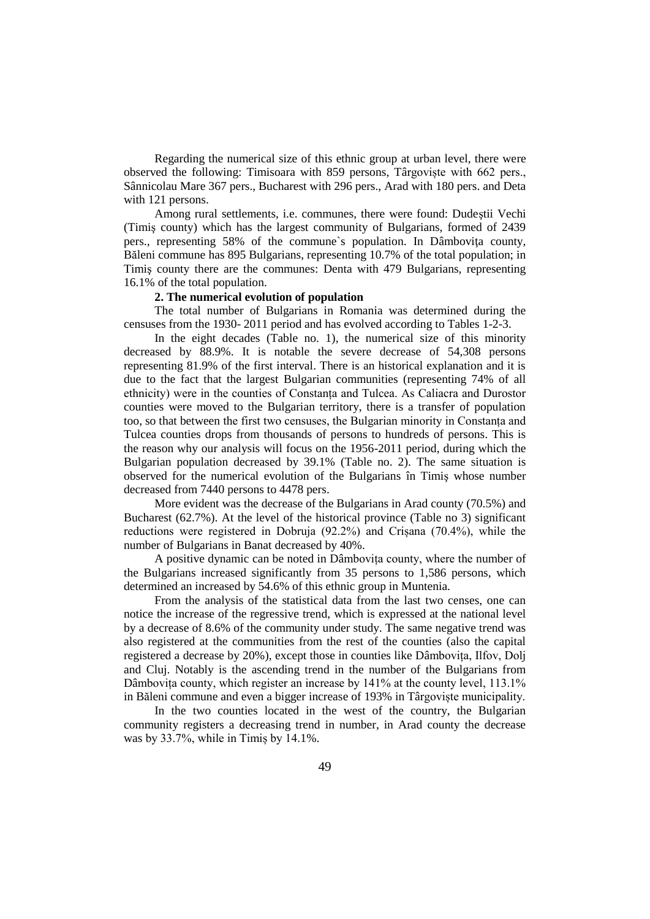Regarding the numerical size of this ethnic group at urban level, there were observed the following: Timisoara with 859 persons, Târgoviște with 662 pers., Sânnicolau Mare 367 pers., Bucharest with 296 pers., Arad with 180 pers. and Deta with 121 persons.

Among rural settlements, i.e. communes, there were found: Dudeștii Vechi (Timiş county) which has the largest community of Bulgarians, formed of 2439 pers., representing 58% of the commune`s population. In Dâmbovița county, Băleni commune has 895 Bulgarians, representing 10.7% of the total population; in Timiș county there are the communes: Denta with 479 Bulgarians, representing 16.1% of the total population.

**2. The numerical evolution of population**

The total number of Bulgarians in Romania was determined during the censuses from the 1930- 2011 period and has evolved according to Tables 1-2-3.

In the eight decades (Table no. 1), the numerical size of this minority decreased by 88.9%. It is notable the severe decrease of 54,308 persons representing 81.9% of the first interval. There is an historical explanation and it is due to the fact that the largest Bulgarian communities (representing 74% of all ethnicity) were in the counties of Constanța and Tulcea. As Caliacra and Durostor counties were moved to the Bulgarian territory, there is a transfer of population too, so that between the first two censuses, the Bulgarian minority in Constanța and Tulcea counties drops from thousands of persons to hundreds of persons. This is the reason why our analysis will focus on the 1956-2011 period, during which the Bulgarian population decreased by 39.1% (Table no. 2). The same situation is observed for the numerical evolution of the Bulgarians în Timiş whose number decreased from 7440 persons to 4478 pers.

More evident was the decrease of the Bulgarians in Arad county (70.5%) and Bucharest (62.7%). At the level of the historical province (Table no 3) significant reductions were registered in Dobruja (92.2%) and Crișana (70.4%), while the number of Bulgarians in Banat decreased by 40%.

A positive dynamic can be noted in Dâmbovița county, where the number of the Bulgarians increased significantly from 35 persons to 1,586 persons, which determined an increased by 54.6% of this ethnic group in Muntenia.

From the analysis of the statistical data from the last two censes, one can notice the increase of the regressive trend, which is expressed at the national level by a decrease of 8.6% of the community under study. The same negative trend was also registered at the communities from the rest of the counties (also the capital registered a decrease by 20%), except those in counties like Dâmbovița, Ilfov, Dolj and Cluj. Notably is the ascending trend in the number of the Bulgarians from Dâmbovița county, which register an increase by 141% at the county level, 113.1% in Băleni commune and even a bigger increase of 193% in Târgoviște municipality.

In the two counties located in the west of the country, the Bulgarian community registers a decreasing trend in number, in Arad county the decrease was by 33.7%, while in Timiș by 14.1%.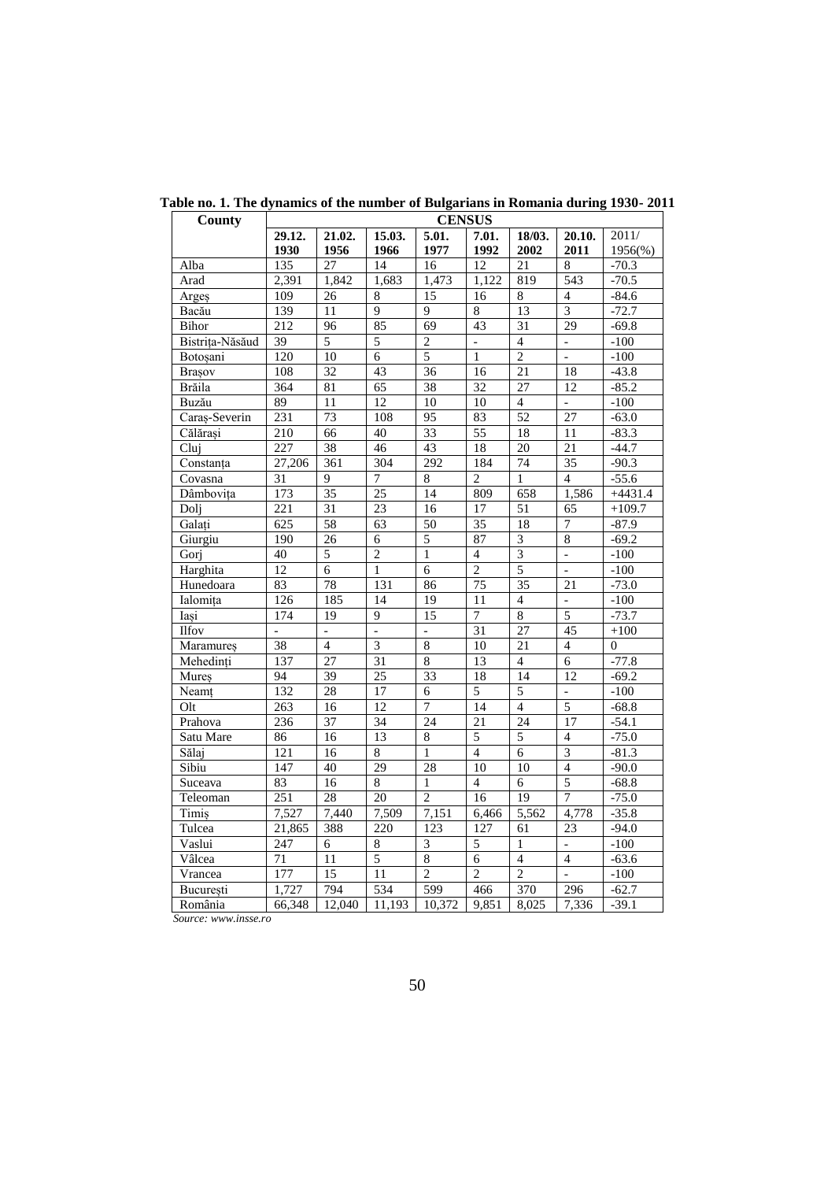**Table no. 1. The dynamics of the number of Bulgarians in Romania during 1930- 2011**

| County | CENSUS | | | | | | | |
|---|---|---|---|---|---|---|---|---|
| | **29.12. 1930** | **21.02. 1956** | **15.03. 1966** | **5.01. 1977** | **7.01. 1992** | **18/03. 2002** | **20.10. 2011** | 2011/ 1956(%) |
| Alba | 135 | 27 | 14 | 16 | 12 | 21 | 8 | -70.3 |
| Arad | 2,391 | 1,842 | 1,683 | 1,473 | 1,122 | 819 | 543 | -70.5 |
| Argeș | 109 | 26 | 8 | 15 | 16 | 8 | 4 | -84.6 |
| Bacău | 139 | 11 | 9 | 9 | 8 | 13 | 3 | -72.7 |
| Bihor | 212 | 96 | 85 | 69 | 43 | 31 | 29 | -69.8 |
| Bistrița-Năsăud | 39 | 5 | 5 | 2 | - | 4 | - | -100 |
| Botoșani | 120 | 10 | 6 | 5 | 1 | 2 | - | -100 |
| Brașov | 108 | 32 | 43 | 36 | 16 | 21 | 18 | -43.8 |
| Brăila | 364 | 81 | 65 | 38 | 32 | 27 | 12 | -85.2 |
| Buzău | 89 | 11 | 12 | 10 | 10 | 4 | - | -100 |
| Caraș-Severin | 231 | 73 | 108 | 95 | 83 | 52 | 27 | -63.0 |
| Călărași | 210 | 66 | 40 | 33 | 55 | 18 | 11 | -83.3 |
| Cluj | 227 | 38 | 46 | 43 | 18 | 20 | 21 | -44.7 |
| Constanța | 27,206 | 361 | 304 | 292 | 184 | 74 | 35 | -90.3 |
| Covasna | 31 | 9 | 7 | 8 | 2 | 1 | 4 | -55.6 |
| Dâmbovița | 173 | 35 | 25 | 14 | 809 | 658 | 1,586 | +4431.4 |
| Dolj | 221 | 31 | 23 | 16 | 17 | 51 | 65 | +109.7 |
| Galați | 625 | 58 | 63 | 50 | 35 | 18 | 7 | -87.9 |
| Giurgiu | 190 | 26 | 6 | 5 | 87 | 3 | 8 | -69.2 |
| Gorj | 40 | 5 | 2 | 1 | 4 | 3 | - | -100 |
| Harghita | 12 | 6 | 1 | 6 | 2 | 5 | - | -100 |
| Hunedoara | 83 | 78 | 131 | 86 | 75 | 35 | 21 | -73.0 |
| Ialomița | 126 | 185 | 14 | 19 | 11 | 4 | - | -100 |
| Iași | 174 | 19 | 9 | 15 | 7 | 8 | 5 | -73.7 |
| Ilfov | - | - | - | - | 31 | 27 | 45 | +100 |
| Maramureș | 38 | 4 | 3 | 8 | 10 | 21 | 4 | 0 |
| Mehedinți | 137 | 27 | 31 | 8 | 13 | 4 | 6 | -77.8 |
| Mureș | 94 | 39 | 25 | 33 | 18 | 14 | 12 | -69.2 |
| Neamț | 132 | 28 | 17 | 6 | 5 | 5 | - | -100 |
| Olt | 263 | 16 | 12 | 7 | 14 | 4 | 5 | -68.8 |
| Prahova | 236 | 37 | 34 | 24 | 21 | 24 | 17 | -54.1 |
| Satu Mare | 86 | 16 | 13 | 8 | 5 | 5 | 4 | -75.0 |
| Sălaj | 121 | 16 | 8 | 1 | 4 | 6 | 3 | -81.3 |
| Sibiu | 147 | 40 | 29 | 28 | 10 | 10 | 4 | -90.0 |
| Suceava | 83 | 16 | 8 | 1 | 4 | 6 | 5 | -68.8 |
| Teleoman | 251 | 28 | 20 | 2 | 16 | 19 | 7 | -75.0 |
| Timiș | 7,527 | 7,440 | 7,509 | 7,151 | 6,466 | 5,562 | 4,778 | -35.8 |
| Tulcea | 21,865 | 388 | 220 | 123 | 127 | 61 | 23 | -94.0 |
| Vaslui | 247 | 6 | 8 | 3 | 5 | 1 | - | -100 |
| Vâlcea | 71 | 11 | 5 | 8 | 6 | 4 | 4 | -63.6 |
| Vrancea | 177 | 15 | 11 | 2 | 2 | 2 | - | -100 |
| București | 1,727 | 794 | 534 | 599 | 466 | 370 | 296 | -62.7 |
| România | 66,348 | 12,040 | 11,193 | 10,372 | 9,851 | 8,025 | 7,336 | -39.1 |

*Source: www.insse.ro*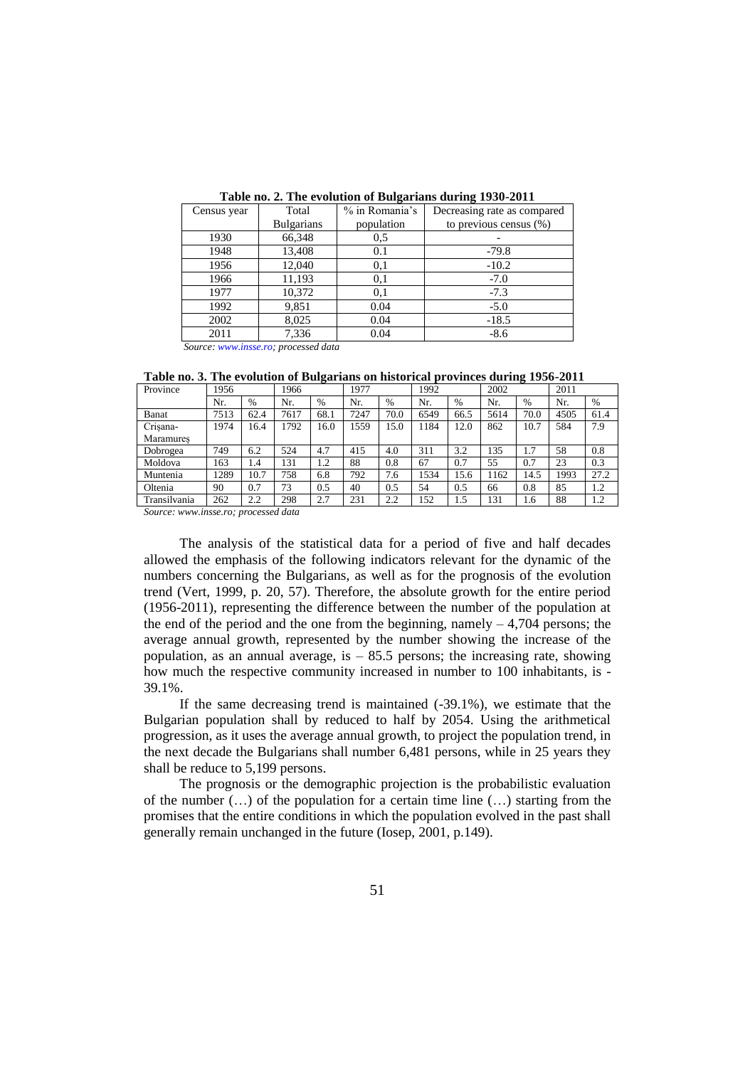**Table no. 2. The evolution of Bulgarians during 1930-2011**

| Census year | Total Bulgarians | % in Romania's population | Decreasing rate as compared to previous census (%) |
|---|---|---|---|
| 1930 | 66,348 | 0,5 | - |
| 1948 | 13,408 | 0.1 | -79.8 |
| 1956 | 12,040 | 0,1 | -10.2 |
| 1966 | 11,193 | 0,1 | -7.0 |
| 1977 | 10,372 | 0,1 | -7.3 |
| 1992 | 9,851 | 0.04 | -5.0 |
| 2002 | 8,025 | 0.04 | -18.5 |
| 2011 | 7,336 | 0.04 | -8.6 |

*Source: www.insse.ro; processed data*

**Table no. 3. The evolution of Bulgarians on historical provinces during 1956-2011**

| Province | 1956 | | 1966 | | 1977 | | 1992 | | 2002 | | 2011 | |
|---|---|---|---|---|---|---|---|---|---|---|---|---|
| | Nr. | % | Nr. | % | Nr. | % | Nr. | % | Nr. | % | Nr. | % |
| Banat | 7513 | 62.4 | 7617 | 68.1 | 7247 | 70.0 | 6549 | 66.5 | 5614 | 70.0 | 4505 | 61.4 |
| Crişana-Maramureş | 1974 | 16.4 | 1792 | 16.0 | 1559 | 15.0 | 1184 | 12.0 | 862 | 10.7 | 584 | 7.9 |
| Dobrogea | 749 | 6.2 | 524 | 4.7 | 415 | 4.0 | 311 | 3.2 | 135 | 1.7 | 58 | 0.8 |
| Moldova | 163 | 1.4 | 131 | 1.2 | 88 | 0.8 | 67 | 0.7 | 55 | 0.7 | 23 | 0.3 |
| Muntenia | 1289 | 10.7 | 758 | 6.8 | 792 | 7.6 | 1534 | 15.6 | 1162 | 14.5 | 1993 | 27.2 |
| Oltenia | 90 | 0.7 | 73 | 0.5 | 40 | 0.5 | 54 | 0.5 | 66 | 0.8 | 85 | 1.2 |
| Transilvania | 262 | 2.2 | 298 | 2.7 | 231 | 2.2 | 152 | 1.5 | 131 | 1.6 | 88 | 1.2 |

*Source: www.insse.ro; processed data*

The analysis of the statistical data for a period of five and half decades allowed the emphasis of the following indicators relevant for the dynamic of the numbers concerning the Bulgarians, as well as for the prognosis of the evolution trend (Vert, 1999, p. 20, 57). Therefore, the absolute growth for the entire period (1956-2011), representing the difference between the number of the population at the end of the period and the one from the beginning, namely – 4,704 persons; the average annual growth, represented by the number showing the increase of the population, as an annual average, is – 85.5 persons; the increasing rate, showing how much the respective community increased in number to 100 inhabitants, is -39.1%.

If the same decreasing trend is maintained (-39.1%), we estimate that the Bulgarian population shall by reduced to half by 2054. Using the arithmetical progression, as it uses the average annual growth, to project the population trend, in the next decade the Bulgarians shall number 6,481 persons, while in 25 years they shall be reduce to 5,199 persons.

The prognosis or the demographic projection is the probabilistic evaluation of the number (…) of the population for a certain time line (…) starting from the promises that the entire conditions in which the population evolved in the past shall generally remain unchanged in the future (Iosep, 2001, p.149).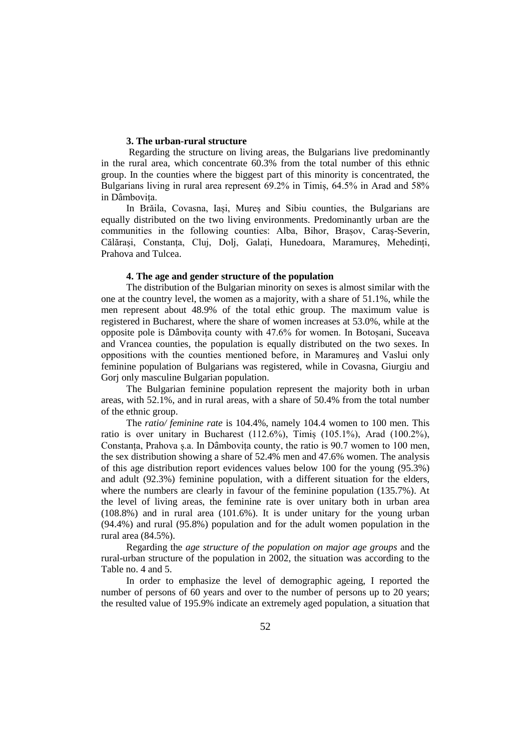### 3. The urban-rural structure

Regarding the structure on living areas, the Bulgarians live predominantly in the rural area, which concentrate 60.3% from the total number of this ethnic group. In the counties where the biggest part of this minority is concentrated, the Bulgarians living in rural area represent 69.2% in Timiș, 64.5% in Arad and 58% in Dâmbovița.

In Brăila, Covasna, Iași, Mureș and Sibiu counties, the Bulgarians are equally distributed on the two living environments. Predominantly urban are the communities in the following counties: Alba, Bihor, Brașov, Caraș-Severin, Călărași, Constanța, Cluj, Dolj, Galați, Hunedoara, Maramureș, Mehedinți, Prahova and Tulcea.

### 4. The age and gender structure of the population

The distribution of the Bulgarian minority on sexes is almost similar with the one at the country level, the women as a majority, with a share of 51.1%, while the men represent about 48.9% of the total ethic group. The maximum value is registered in Bucharest, where the share of women increases at 53.0%, while at the opposite pole is Dâmbovița county with 47.6% for women. In Botoșani, Suceava and Vrancea counties, the population is equally distributed on the two sexes. In oppositions with the counties mentioned before, in Maramureș and Vaslui only feminine population of Bulgarians was registered, while in Covasna, Giurgiu and Gorj only masculine Bulgarian population.

The Bulgarian feminine population represent the majority both in urban areas, with 52.1%, and in rural areas, with a share of 50.4% from the total number of the ethnic group.

The *ratio/ feminine rate* is 104.4%, namely 104.4 women to 100 men. This ratio is over unitary in Bucharest (112.6%), Timiș (105.1%), Arad (100.2%), Constanța, Prahova ș.a. In Dâmbovița county, the ratio is 90.7 women to 100 men, the sex distribution showing a share of 52.4% men and 47.6% women. The analysis of this age distribution report evidences values below 100 for the young (95.3%) and adult (92.3%) feminine population, with a different situation for the elders, where the numbers are clearly in favour of the feminine population (135.7%). At the level of living areas, the feminine rate is over unitary both in urban area (108.8%) and in rural area (101.6%). It is under unitary for the young urban (94.4%) and rural (95.8%) population and for the adult women population in the rural area (84.5%).

Regarding the *age structure of the population on major age groups* and the rural-urban structure of the population in 2002, the situation was according to the Table no. 4 and 5.

In order to emphasize the level of demographic ageing, I reported the number of persons of 60 years and over to the number of persons up to 20 years; the resulted value of 195.9% indicate an extremely aged population, a situation that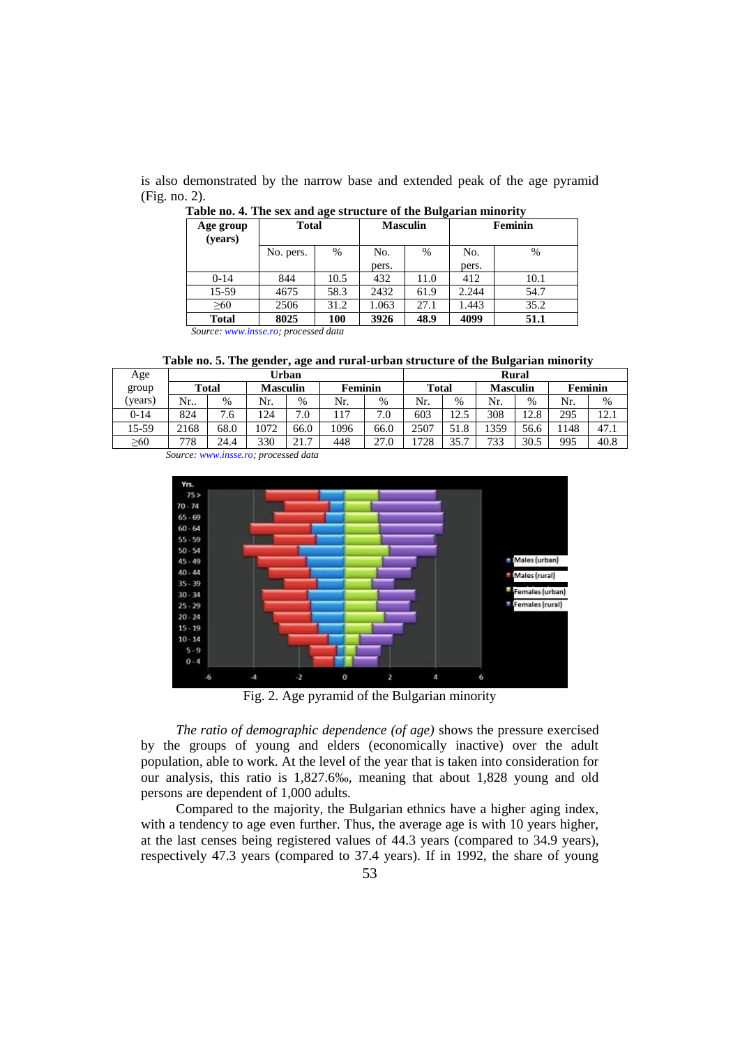is also demonstrated by the narrow base and extended peak of the age pyramid (Fig. no. 2).

**Table no. 4. The sex and age structure of the Bulgarian minority**

| Age group (years) | Total | | Masculin | | Feminin | |
|---|---|---|---|---|---|---|
| | No. pers. | % | No. pers. | % | No. pers. | % |
| 0-14 | 844 | 10.5 | 432 | 11.0 | 412 | 10.1 |
| 15-59 | 4675 | 58.3 | 2432 | 61.9 | 2.244 | 54.7 |
| ≥60 | 2506 | 31.2 | 1.063 | 27.1 | 1.443 | 35.2 |
| **Total** | **8025** | **100** | **3926** | **48.9** | **4099** | **51.1** |

*Source: www.insse.ro; processed data*

**Table no. 5. The gender, age and rural-urban structure of the Bulgarian minority**

| Age group (years) | Urban | | | | | | Rural | | | | | |
|---|---|---|---|---|---|---|---|---|---|---|---|---|
| | **Total** | | **Masculin** | | **Feminin** | | **Total** | | **Masculin** | | **Feminin** | |
| | Nr.. | % | Nr. | % | Nr. | % | Nr. | % | Nr. | % | Nr. | % |
| 0-14 | 824 | 7.6 | 124 | 7.0 | 117 | 7.0 | 603 | 12.5 | 308 | 12.8 | 295 | 12.1 |
| 15-59 | 2168 | 68.0 | 1072 | 66.0 | 1096 | 66.0 | 2507 | 51.8 | 1359 | 56.6 | 1148 | 47.1 |
| ≥60 | 778 | 24.4 | 330 | 21.7 | 448 | 27.0 | 1728 | 35.7 | 733 | 30.5 | 995 | 40.8 |

*Source: www.insse.ro; processed data*

Fig. 2. Age pyramid of the Bulgarian minority

*The ratio of demographic dependence (of age)* shows the pressure exercised by the groups of young and elders (economically inactive) over the adult population, able to work. At the level of the year that is taken into consideration for our analysis, this ratio is 1,827.6‰, meaning that about 1,828 young and old persons are dependent of 1,000 adults.

Compared to the majority, the Bulgarian ethnics have a higher aging index, with a tendency to age even further. Thus, the average age is with 10 years higher, at the last censes being registered values of 44.3 years (compared to 34.9 years), respectively 47.3 years (compared to 37.4 years). If in 1992, the share of young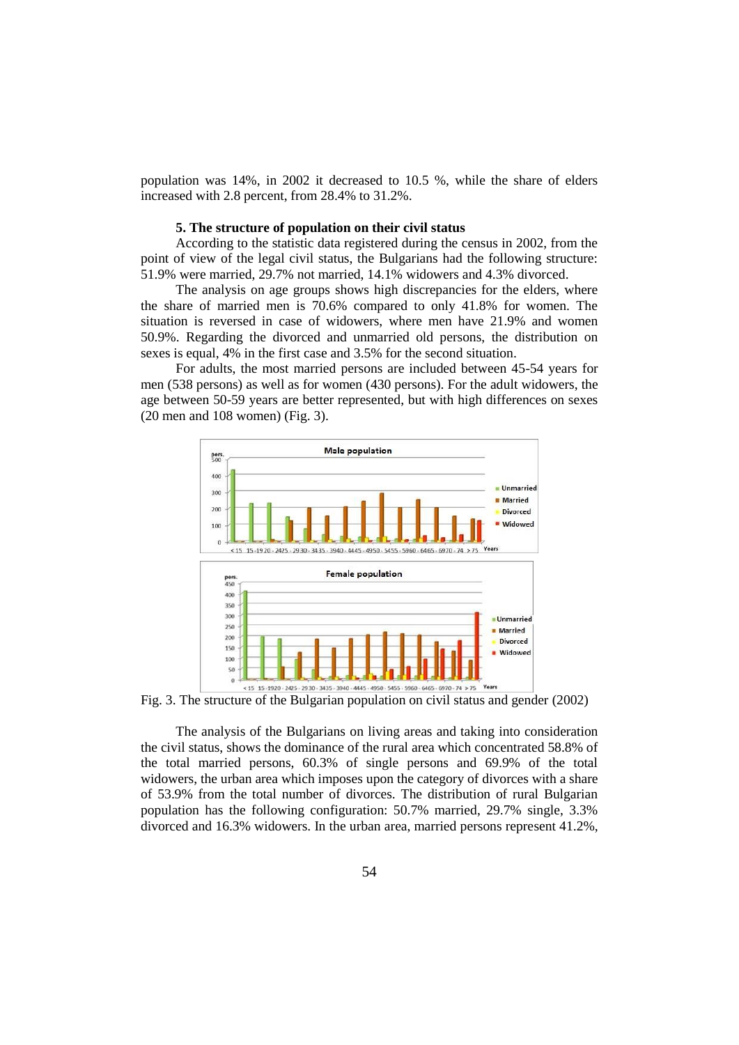population was 14%, in 2002 it decreased to 10.5 %, while the share of elders increased with 2.8 percent, from 28.4% to 31.2%.

### 5. The structure of population on their civil status

According to the statistic data registered during the census in 2002, from the point of view of the legal civil status, the Bulgarians had the following structure: 51.9% were married, 29.7% not married, 14.1% widowers and 4.3% divorced.

The analysis on age groups shows high discrepancies for the elders, where the share of married men is 70.6% compared to only 41.8% for women. The situation is reversed in case of widowers, where men have 21.9% and women 50.9%. Regarding the divorced and unmarried old persons, the distribution on sexes is equal, 4% in the first case and 3.5% for the second situation.

For adults, the most married persons are included between 45-54 years for men (538 persons) as well as for women (430 persons). For the adult widowers, the age between 50-59 years are better represented, but with high differences on sexes (20 men and 108 women) (Fig. 3).

Fig. 3. The structure of the Bulgarian population on civil status and gender (2002)

The analysis of the Bulgarians on living areas and taking into consideration the civil status, shows the dominance of the rural area which concentrated 58.8% of the total married persons, 60.3% of single persons and 69.9% of the total widowers, the urban area which imposes upon the category of divorces with a share of 53.9% from the total number of divorces. The distribution of rural Bulgarian population has the following configuration: 50.7% married, 29.7% single, 3.3% divorced and 16.3% widowers. In the urban area, married persons represent 41.2%,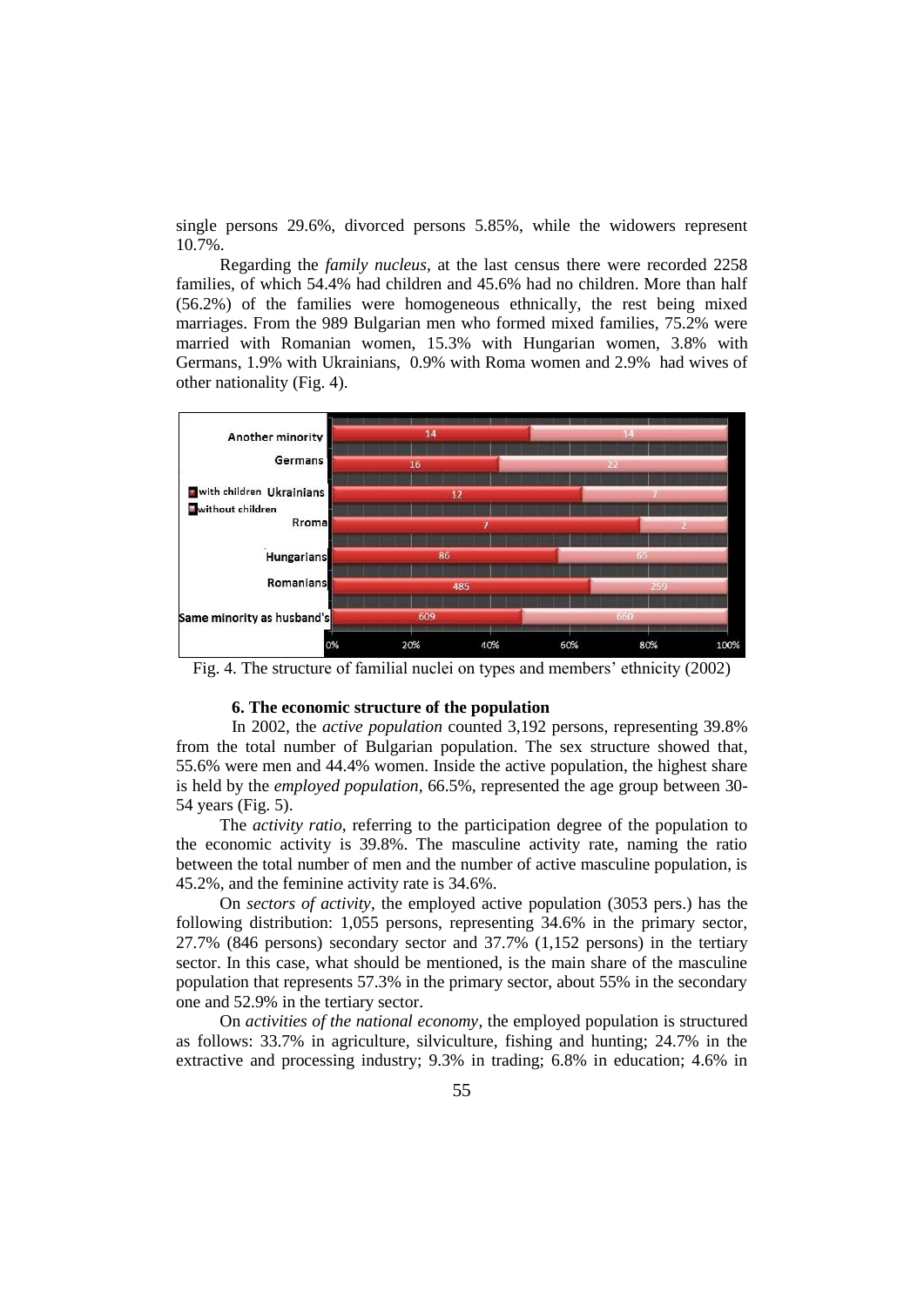single persons 29.6%, divorced persons 5.85%, while the widowers represent 10.7%.

Regarding the *family nucleus*, at the last census there were recorded 2258 families, of which 54.4% had children and 45.6% had no children. More than half (56.2%) of the families were homogeneous ethnically, the rest being mixed marriages. From the 989 Bulgarian men who formed mixed families, 75.2% were married with Romanian women, 15.3% with Hungarian women, 3.8% with Germans, 1.9% with Ukrainians, 0.9% with Roma women and 2.9% had wives of other nationality (Fig. 4).

Fig. 4. The structure of familial nuclei on types and members' ethnicity (2002)

### 6. The economic structure of the population

In 2002, the *active population* counted 3,192 persons, representing 39.8% from the total number of Bulgarian population. The sex structure showed that, 55.6% were men and 44.4% women. Inside the active population, the highest share is held by the *employed population*, 66.5%, represented the age group between 30-54 years (Fig. 5).

The *activity ratio*, referring to the participation degree of the population to the economic activity is 39.8%. The masculine activity rate, naming the ratio between the total number of men and the number of active masculine population, is 45.2%, and the feminine activity rate is 34.6%.

On *sectors of activity*, the employed active population (3053 pers.) has the following distribution: 1,055 persons, representing 34.6% in the primary sector, 27.7% (846 persons) secondary sector and 37.7% (1,152 persons) in the tertiary sector. In this case, what should be mentioned, is the main share of the masculine population that represents 57.3% in the primary sector, about 55% in the secondary one and 52.9% in the tertiary sector.

On *activities of the national economy*, the employed population is structured as follows: 33.7% in agriculture, silviculture, fishing and hunting; 24.7% in the extractive and processing industry; 9.3% in trading; 6.8% in education; 4.6% in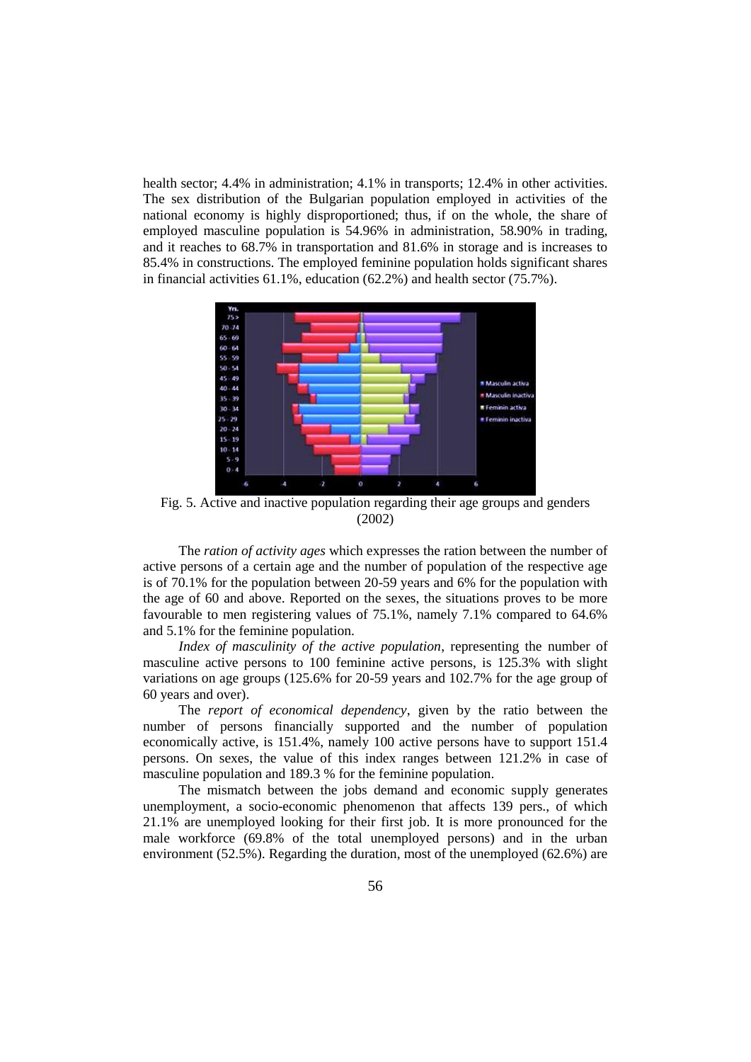health sector; 4.4% in administration; 4.1% in transports; 12.4% in other activities. The sex distribution of the Bulgarian population employed in activities of the national economy is highly disproportioned; thus, if on the whole, the share of employed masculine population is 54.96% in administration, 58.90% in trading, and it reaches to 68.7% in transportation and 81.6% in storage and is increases to 85.4% in constructions. The employed feminine population holds significant shares in financial activities 61.1%, education (62.2%) and health sector (75.7%).

Fig. 5. Active and inactive population regarding their age groups and genders (2002)

The *ration of activity ages* which expresses the ration between the number of active persons of a certain age and the number of population of the respective age is of 70.1% for the population between 20-59 years and 6% for the population with the age of 60 and above. Reported on the sexes, the situations proves to be more favourable to men registering values of 75.1%, namely 7.1% compared to 64.6% and 5.1% for the feminine population.

*Index of masculinity of the active population*, representing the number of masculine active persons to 100 feminine active persons, is 125.3% with slight variations on age groups (125.6% for 20-59 years and 102.7% for the age group of 60 years and over).

The *report of economical dependency*, given by the ratio between the number of persons financially supported and the number of population economically active, is 151.4%, namely 100 active persons have to support 151.4 persons. On sexes, the value of this index ranges between 121.2% in case of masculine population and 189.3 % for the feminine population.

The mismatch between the jobs demand and economic supply generates unemployment, a socio-economic phenomenon that affects 139 pers., of which 21.1% are unemployed looking for their first job. It is more pronounced for the male workforce (69.8% of the total unemployed persons) and in the urban environment (52.5%). Regarding the duration, most of the unemployed (62.6%) are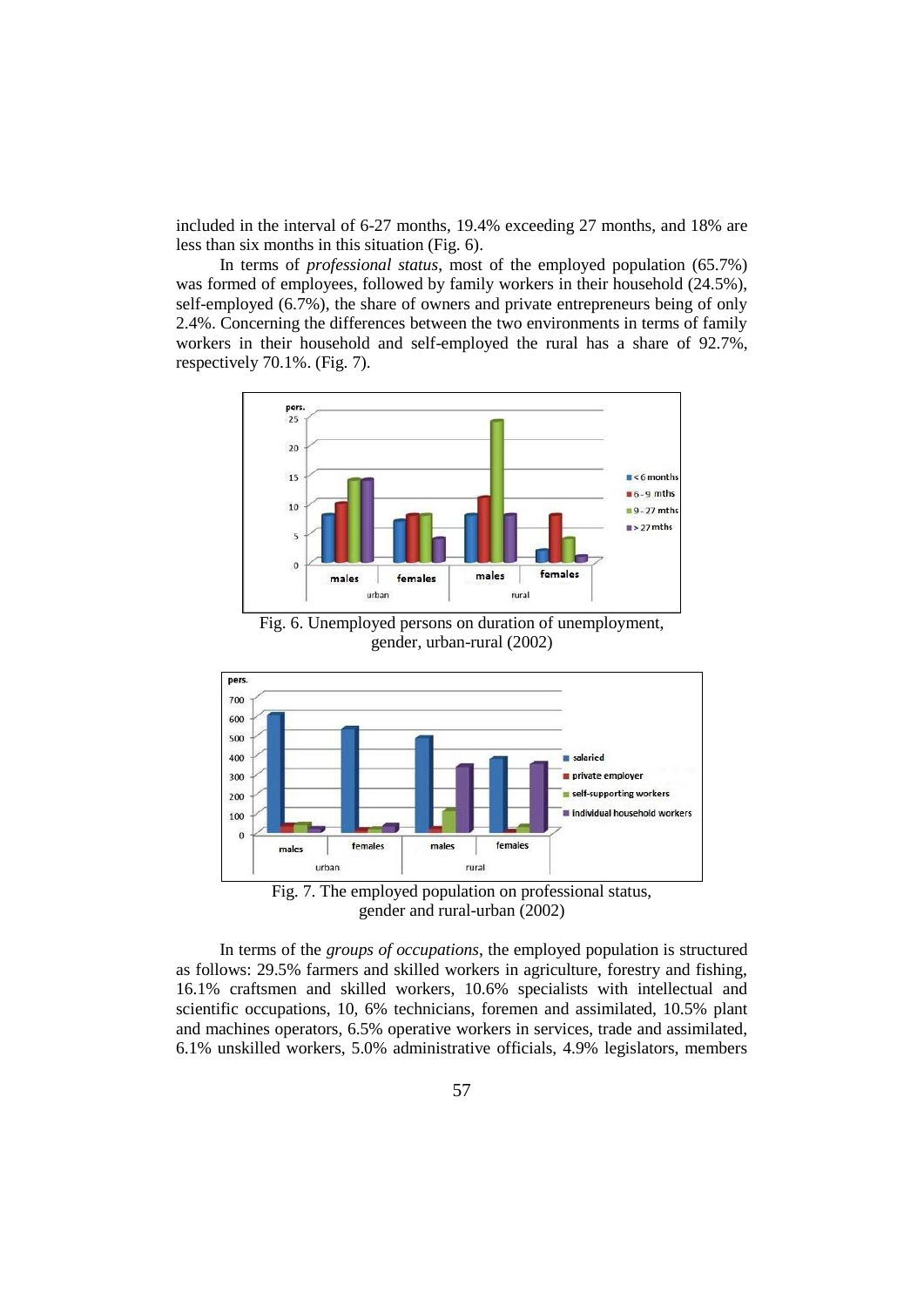included in the interval of 6-27 months, 19.4% exceeding 27 months, and 18% are less than six months in this situation (Fig. 6).

In terms of *professional status*, most of the employed population (65.7%) was formed of employees, followed by family workers in their household (24.5%), self-employed (6.7%), the share of owners and private entrepreneurs being of only 2.4%. Concerning the differences between the two environments in terms of family workers in their household and self-employed the rural has a share of 92.7%, respectively 70.1%. (Fig. 7).

Fig. 6. Unemployed persons on duration of unemployment, gender, urban-rural (2002)

Fig. 7. The employed population on professional status, gender and rural-urban (2002)

In terms of the *groups of occupations*, the employed population is structured as follows: 29.5% farmers and skilled workers in agriculture, forestry and fishing, 16.1% craftsmen and skilled workers, 10.6% specialists with intellectual and scientific occupations, 10, 6% technicians, foremen and assimilated, 10.5% plant and machines operators, 6.5% operative workers in services, trade and assimilated, 6.1% unskilled workers, 5.0% administrative officials, 4.9% legislators, members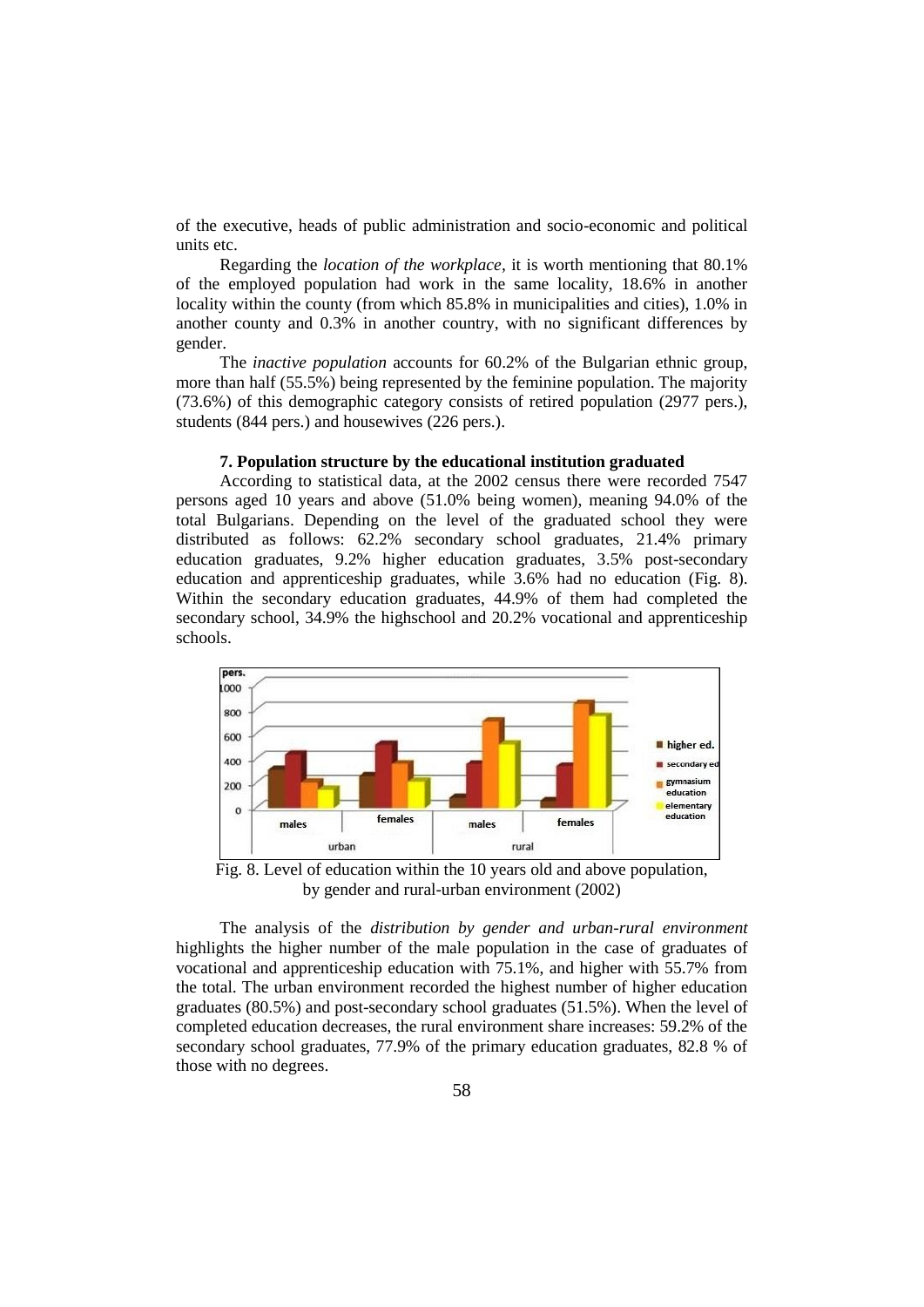of the executive, heads of public administration and socio-economic and political units etc.

Regarding the *location of the workplace*, it is worth mentioning that 80.1% of the employed population had work in the same locality, 18.6% in another locality within the county (from which 85.8% in municipalities and cities), 1.0% in another county and 0.3% in another country, with no significant differences by gender.

The *inactive population* accounts for 60.2% of the Bulgarian ethnic group, more than half (55.5%) being represented by the feminine population. The majority (73.6%) of this demographic category consists of retired population (2977 pers.), students (844 pers.) and housewives (226 pers.).

### 7. Population structure by the educational institution graduated

According to statistical data, at the 2002 census there were recorded 7547 persons aged 10 years and above (51.0% being women), meaning 94.0% of the total Bulgarians. Depending on the level of the graduated school they were distributed as follows: 62.2% secondary school graduates, 21.4% primary education graduates, 9.2% higher education graduates, 3.5% post-secondary education and apprenticeship graduates, while 3.6% had no education (Fig. 8). Within the secondary education graduates, 44.9% of them had completed the secondary school, 34.9% the highschool and 20.2% vocational and apprenticeship schools.

Fig. 8. Level of education within the 10 years old and above population, by gender and rural-urban environment (2002)

The analysis of the *distribution by gender and urban-rural environment* highlights the higher number of the male population in the case of graduates of vocational and apprenticeship education with 75.1%, and higher with 55.7% from the total. The urban environment recorded the highest number of higher education graduates (80.5%) and post-secondary school graduates (51.5%). When the level of completed education decreases, the rural environment share increases: 59.2% of the secondary school graduates, 77.9% of the primary education graduates, 82.8 % of those with no degrees.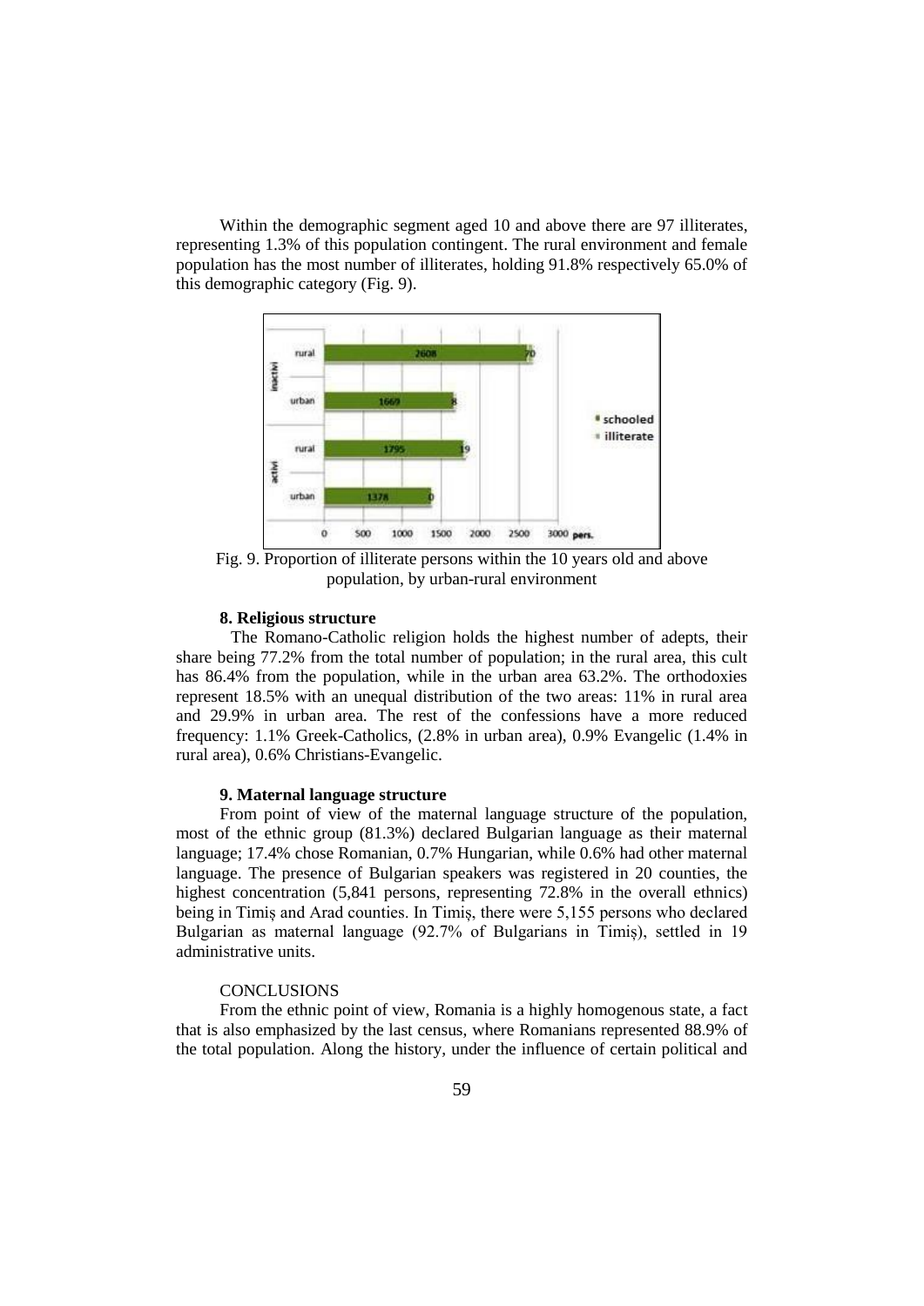Within the demographic segment aged 10 and above there are 97 illiterates, representing 1.3% of this population contingent. The rural environment and female population has the most number of illiterates, holding 91.8% respectively 65.0% of this demographic category (Fig. 9).

Fig. 9. Proportion of illiterate persons within the 10 years old and above population, by urban-rural environment

**8. Religious structure**

The Romano-Catholic religion holds the highest number of adepts, their share being 77.2% from the total number of population; in the rural area, this cult has 86.4% from the population, while in the urban area 63.2%. The orthodoxies represent 18.5% with an unequal distribution of the two areas: 11% in rural area and 29.9% in urban area. The rest of the confessions have a more reduced frequency: 1.1% Greek-Catholics, (2.8% in urban area), 0.9% Evangelic (1.4% in rural area), 0.6% Christians-Evangelic.

**9. Maternal language structure**

From point of view of the maternal language structure of the population, most of the ethnic group (81.3%) declared Bulgarian language as their maternal language; 17.4% chose Romanian, 0.7% Hungarian, while 0.6% had other maternal language. The presence of Bulgarian speakers was registered in 20 counties, the highest concentration (5,841 persons, representing 72.8% in the overall ethnics) being in Timiș and Arad counties. In Timiș, there were 5,155 persons who declared Bulgarian as maternal language (92.7% of Bulgarians in Timiș), settled in 19 administrative units.

CONCLUSIONS

From the ethnic point of view, Romania is a highly homogenous state, a fact that is also emphasized by the last census, where Romanians represented 88.9% of the total population. Along the history, under the influence of certain political and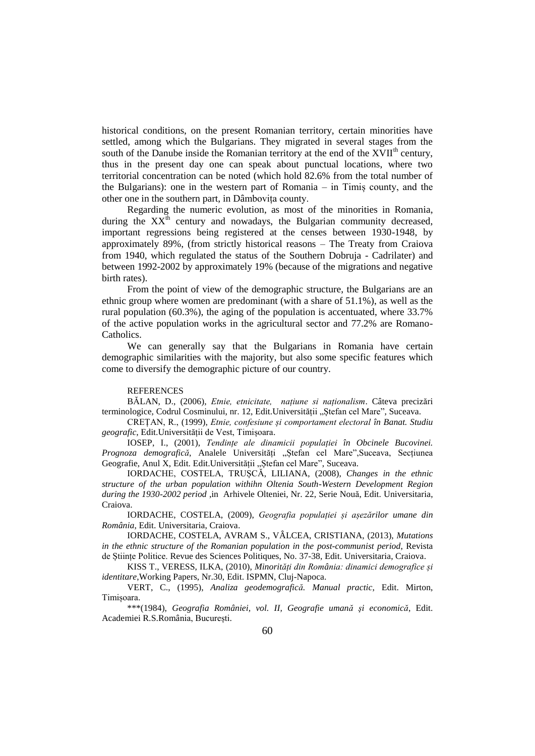historical conditions, on the present Romanian territory, certain minorities have settled, among which the Bulgarians. They migrated in several stages from the south of the Danube inside the Romanian territory at the end of the XVII$^{th}$ century, thus in the present day one can speak about punctual locations, where two territorial concentration can be noted (which hold 82.6% from the total number of the Bulgarians): one in the western part of Romania – in Timiș county, and the other one in the southern part, in Dâmbovița county.

Regarding the numeric evolution, as most of the minorities in Romania, during the XX$^{th}$ century and nowadays, the Bulgarian community decreased, important regressions being registered at the censes between 1930-1948, by approximately 89%, (from strictly historical reasons – The Treaty from Craiova from 1940, which regulated the status of the Southern Dobruja - Cadrilater) and between 1992-2002 by approximately 19% (because of the migrations and negative birth rates).

From the point of view of the demographic structure, the Bulgarians are an ethnic group where women are predominant (with a share of 51.1%), as well as the rural population (60.3%), the aging of the population is accentuated, where 33.7% of the active population works in the agricultural sector and 77.2% are Romano-Catholics.

We can generally say that the Bulgarians in Romania have certain demographic similarities with the majority, but also some specific features which come to diversify the demographic picture of our country.

REFERENCES

BĂLAN, D., (2006), *Etnie, etnicitate, națiune si naționalism*. Câteva precizări terminologice, Codrul Cosminului, nr. 12, Edit.Universității „Ștefan cel Mare", Suceava.

CREȚAN, R., (1999), *Etnie, confesiune și comportament electoral în Banat. Studiu geografic*, Edit.Universității de Vest, Timișoara.

IOSEP, I., (2001), *Tendințe ale dinamicii populației în Obcinele Bucovinei. Prognoza demografică*, Analele Universități „Ștefan cel Mare",Suceava, Secțiunea Geografie, Anul X, Edit. Edit.Universității „Ștefan cel Mare", Suceava.

IORDACHE, COSTELA, TRUȘCĂ, LILIANA, (2008), *Changes in the ethnic structure of the urban population withihn Oltenia South-Western Development Region during the 1930-2002 period* ,in Arhivele Olteniei, Nr. 22, Serie Nouă, Edit. Universitaria, Craiova.

IORDACHE, COSTELA, (2009), *Geografia populației și așezărilor umane din România*, Edit. Universitaria, Craiova.

IORDACHE, COSTELA, AVRAM S., VÂLCEA, CRISTIANA, (2013), *Mutations in the ethnic structure of the Romanian population in the post-communist period*, Revista de Științe Politice. Revue des Sciences Politiques, No. 37-38, Edit. Universitaria, Craiova.

KISS T., VERESS, ILKA, (2010), *Minorități din România: dinamici demografice și identitare*,Working Papers, Nr.30, Edit. ISPMN, Cluj-Napoca.

VERT, C., (1995), *Analiza geodemografică. Manual practic*, Edit. Mirton, Timișoara.

***(1984), *Geografia României, vol. II, Geografie umană şi economică*, Edit. Academiei R.S.România, București.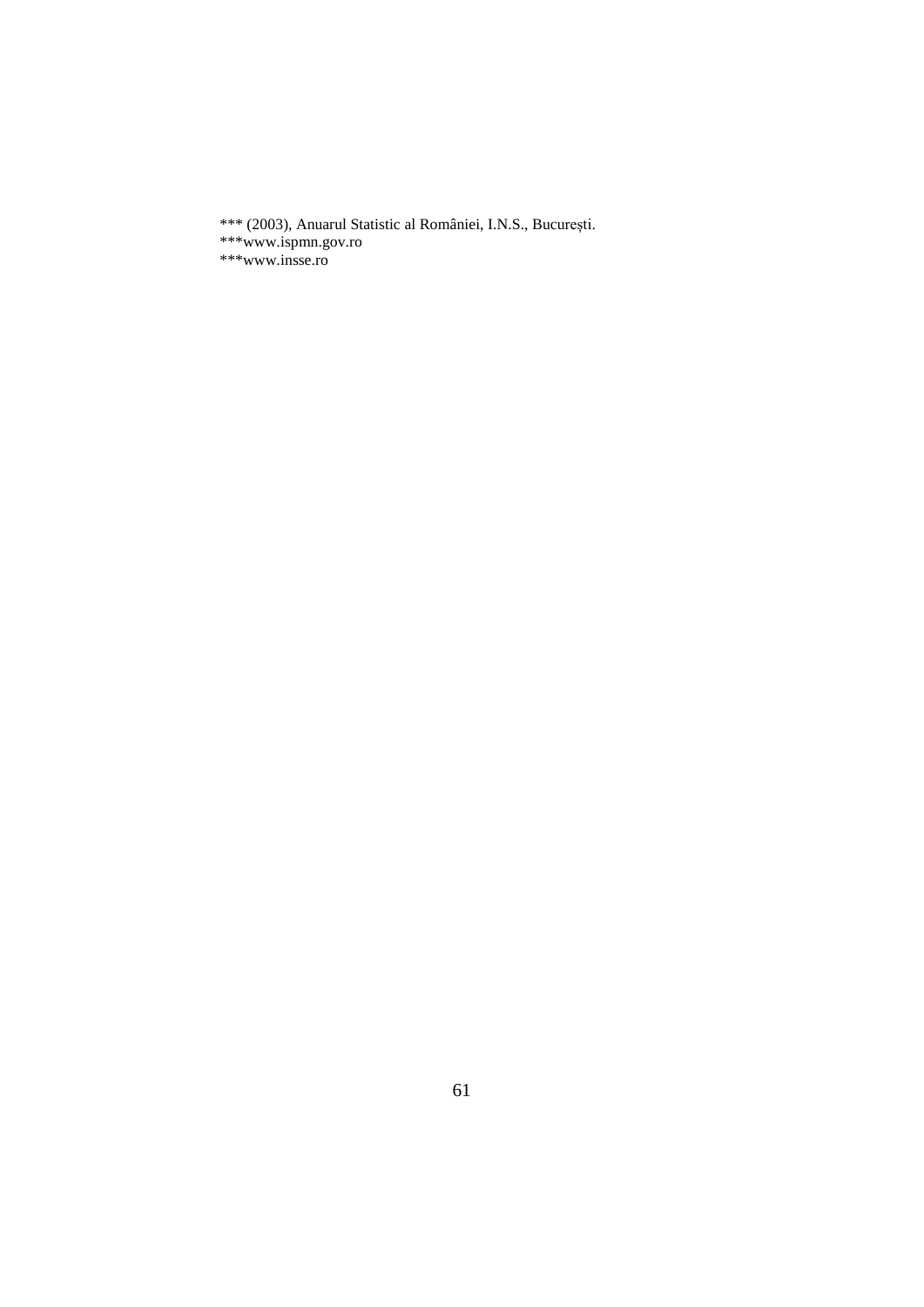*** (2003), Anuarul Statistic al României, I.N.S., București.
***www.ispmn.gov.ro
***www.insse.ro